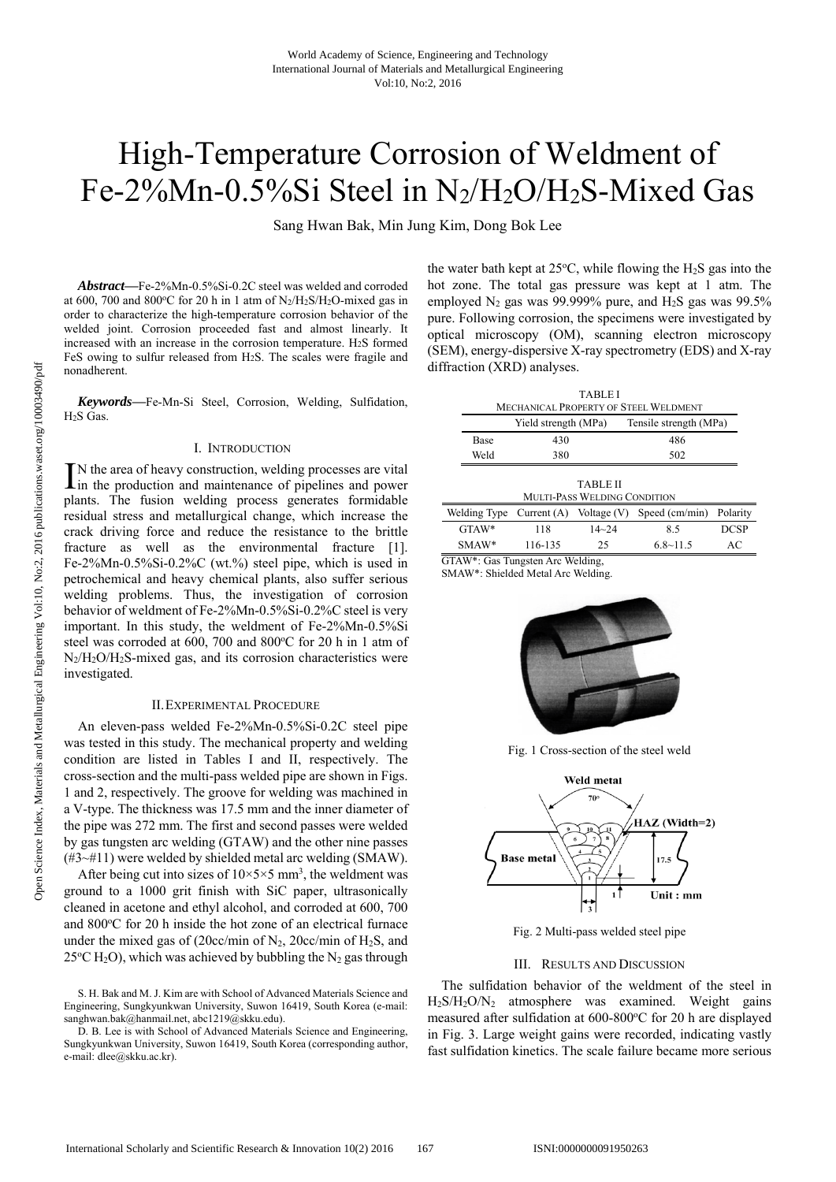# High-Temperature Corrosion of Weldment of Fe-2%Mn-0.5%Si Steel in $N_2$/$H_2O$/$H_2S$-Mixed Gas

Sang Hwan Bak, Min Jung Kim, Dong Bok Lee

***Abstract*—**Fe-2%Mn-0.5%Si-0.2C steel was welded and corroded at 600, 700 and 800°C for 20 h in 1 atm of $N_2$/$H_2S$/$H_2O$-mixed gas in order to characterize the high-temperature corrosion behavior of the welded joint. Corrosion proceeded fast and almost linearly. It increased with an increase in the corrosion temperature. $H_2S$ formed FeS owing to sulfur released from $H_2S$. The scales were fragile and nonadherent.

***Keywords*—**Fe-Mn-Si Steel, Corrosion, Welding, Sulfidation, $H_2S$ Gas.

## I. Introduction

In the area of heavy construction, welding processes are vital in the production and maintenance of pipelines and power plants. The fusion welding process generates formidable residual stress and metallurgical change, which increase the crack driving force and reduce the resistance to the brittle fracture as well as the environmental fracture [1]. Fe-2%Mn-0.5%Si-0.2%C (wt.%) steel pipe, which is used in petrochemical and heavy chemical plants, also suffer serious welding problems. Thus, the investigation of corrosion behavior of weldment of Fe-2%Mn-0.5%Si-0.2%C steel is very important. In this study, the weldment of Fe-2%Mn-0.5%Si steel was corroded at 600, 700 and 800°C for 20 h in 1 atm of $N_2$/$H_2O$/$H_2S$-mixed gas, and its corrosion characteristics were investigated.

## II. Experimental Procedure

An eleven-pass welded Fe-2%Mn-0.5%Si-0.2C steel pipe was tested in this study. The mechanical property and welding condition are listed in Tables I and II, respectively. The cross-section and the multi-pass welded pipe are shown in Figs. 1 and 2, respectively. The groove for welding was machined in a V-type. The thickness was 17.5 mm and the inner diameter of the pipe was 272 mm. The first and second passes were welded by gas tungsten arc welding (GTAW) and the other nine passes (#3~#11) were welded by shielded metal arc welding (SMAW).

After being cut into sizes of 10×5×5 mm$^3$, the weldment was ground to a 1000 grit finish with SiC paper, ultrasonically cleaned in acetone and ethyl alcohol, and corroded at 600, 700 and 800°C for 20 h inside the hot zone of an electrical furnace under the mixed gas of (20cc/min of $N_2$, 20cc/min of $H_2S$, and 25°C $H_2O$), which was achieved by bubbling the $N_2$ gas through the water bath kept at 25°C, while flowing the $H_2S$ gas into the hot zone. The total gas pressure was kept at 1 atm. The employed $N_2$ gas was 99.999% pure, and $H_2S$ gas was 99.5% pure. Following corrosion, the specimens were investigated by optical microscopy (OM), scanning electron microscopy (SEM), energy-dispersive X-ray spectrometry (EDS) and X-ray diffraction (XRD) analyses.

TABLE I
Mechanical Property of Steel Weldment

| | Yield strength (MPa) | Tensile strength (MPa) |
|---|---|---|
| Base | 430 | 486 |
| Weld | 380 | 502 |

TABLE II
Multi-Pass Welding Condition

| Welding Type | Current (A) | Voltage (V) | Speed (cm/min) | Polarity |
|---|---|---|---|---|
| GTAW* | 118 | 14~24 | 8.5 | DCSP |
| SMAW* | 116-135 | 25 | 6.8~11.5 | AC |

GTAW*: Gas Tungsten Arc Welding,
SMAW*: Shielded Metal Arc Welding.

Fig. 1 Cross-section of the steel weld

Fig. 2 Multi-pass welded steel pipe

## III. Results and Discussion

The sulfidation behavior of the weldment of the steel in $H_2S$/$H_2O$/$N_2$ atmosphere was examined. Weight gains measured after sulfidation at 600-800°C for 20 h are displayed in Fig. 3. Large weight gains were recorded, indicating vastly fast sulfidation kinetics. The scale failure became more serious

S. H. Bak and M. J. Kim are with School of Advanced Materials Science and Engineering, Sungkyunkwan University, Suwon 16419, South Korea (e-mail: sanghwan.bak@hanmail.net, abc1219@skku.edu).

D. B. Lee is with School of Advanced Materials Science and Engineering, Sungkyunkwan University, Suwon 16419, South Korea (corresponding author, e-mail: dlee@skku.ac.kr).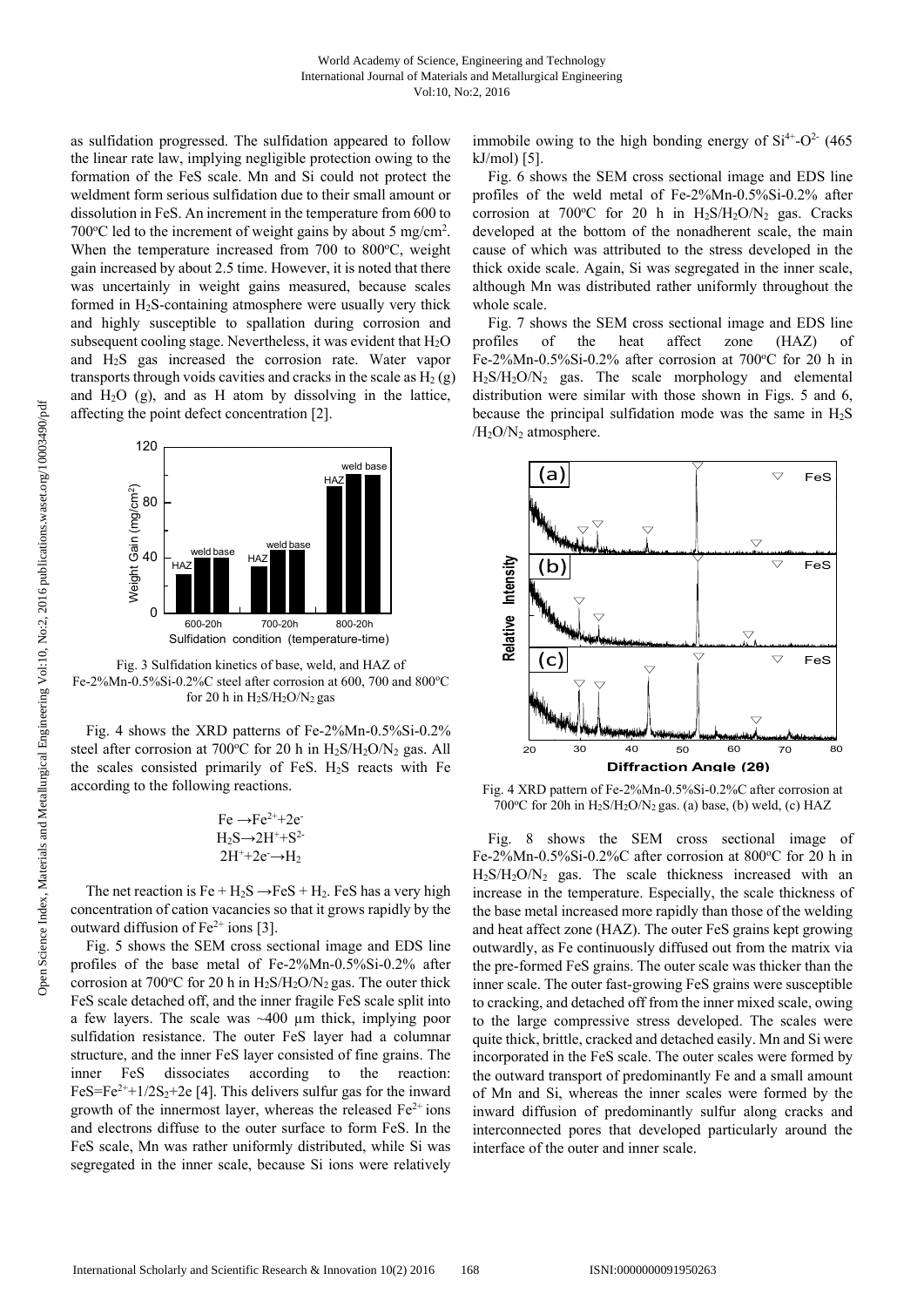as sulfidation progressed. The sulfidation appeared to follow the linear rate law, implying negligible protection owing to the formation of the FeS scale. Mn and Si could not protect the weldment form serious sulfidation due to their small amount or dissolution in FeS. An increment in the temperature from 600 to 700°C led to the increment of weight gains by about 5 mg/cm$^2$. When the temperature increased from 700 to 800°C, weight gain increased by about 2.5 time. However, it is noted that there was uncertainly in weight gains measured, because scales formed in $H_2S$-containing atmosphere were usually very thick and highly susceptible to spallation during corrosion and subsequent cooling stage. Nevertheless, it was evident that $H_2O$ and $H_2S$ gas increased the corrosion rate. Water vapor transports through voids cavities and cracks in the scale as $H_2$ (g) and $H_2O$ (g), and as H atom by dissolving in the lattice, affecting the point defect concentration [2].

Fig. 3 Sulfidation kinetics of base, weld, and HAZ of Fe-2%Mn-0.5%Si-0.2%C steel after corrosion at 600, 700 and 800°C for 20 h in $H_2S/H_2O/N_2$ gas

Fig. 4 shows the XRD patterns of Fe-2%Mn-0.5%Si-0.2% steel after corrosion at 700°C for 20 h in $H_2S/H_2O/N_2$ gas. All the scales consisted primarily of FeS. $H_2S$ reacts with Fe according to the following reactions.

$$Fe \rightarrow Fe^{2+} + 2e^-$$

$$H_2S \rightarrow 2H^+ + S^{2-}$$

$$2H^+ + 2e^- \rightarrow H_2$$

The net reaction is $Fe + H_2S \rightarrow FeS + H_2$. FeS has a very high concentration of cation vacancies so that it grows rapidly by the outward diffusion of $Fe^{2+}$ ions [3].

Fig. 5 shows the SEM cross sectional image and EDS line profiles of the base metal of Fe-2%Mn-0.5%Si-0.2% after corrosion at 700°C for 20 h in $H_2S/H_2O/N_2$ gas. The outer thick FeS scale detached off, and the inner fragile FeS scale split into a few layers. The scale was ~400 μm thick, implying poor sulfidation resistance. The outer FeS layer had a columnar structure, and the inner FeS layer consisted of fine grains. The inner FeS dissociates according to the reaction: $FeS = Fe^{2+} + 1/2S_2 + 2e$ [4]. This delivers sulfur gas for the inward growth of the innermost layer, whereas the released $Fe^{2+}$ ions and electrons diffuse to the outer surface to form FeS. In the FeS scale, Mn was rather uniformly distributed, while Si was segregated in the inner scale, because Si ions were relatively immobile owing to the high bonding energy of $Si^{4+}$-$O^{2-}$ (465 kJ/mol) [5].

Fig. 6 shows the SEM cross sectional image and EDS line profiles of the weld metal of Fe-2%Mn-0.5%Si-0.2% after corrosion at 700°C for 20 h in $H_2S/H_2O/N_2$ gas. Cracks developed at the bottom of the nonadherent scale, the main cause of which was attributed to the stress developed in the thick oxide scale. Again, Si was segregated in the inner scale, although Mn was distributed rather uniformly throughout the whole scale.

Fig. 7 shows the SEM cross sectional image and EDS line profiles of the heat affect zone (HAZ) of Fe-2%Mn-0.5%Si-0.2% after corrosion at 700°C for 20 h in $H_2S/H_2O/N_2$ gas. The scale morphology and elemental distribution were similar with those shown in Figs. 5 and 6, because the principal sulfidation mode was the same in $H_2S/H_2O/N_2$ atmosphere.

Fig. 4 XRD pattern of Fe-2%Mn-0.5%Si-0.2%C after corrosion at 700°C for 20h in $H_2S/H_2O/N_2$ gas. (a) base, (b) weld, (c) HAZ

Fig. 8 shows the SEM cross sectional image of Fe-2%Mn-0.5%Si-0.2%C after corrosion at 800°C for 20 h in $H_2S/H_2O/N_2$ gas. The scale thickness increased with an increase in the temperature. Especially, the scale thickness of the base metal increased more rapidly than those of the welding and heat affect zone (HAZ). The outer FeS grains kept growing outwardly, as Fe continuously diffused out from the matrix via the pre-formed FeS grains. The outer scale was thicker than the inner scale. The outer fast-growing FeS grains were susceptible to cracking, and detached off from the inner mixed scale, owing to the large compressive stress developed. The scales were quite thick, brittle, cracked and detached easily. Mn and Si were incorporated in the FeS scale. The outer scales were formed by the outward transport of predominantly Fe and a small amount of Mn and Si, whereas the inner scales were formed by the inward diffusion of predominantly sulfur along cracks and interconnected pores that developed particularly around the interface of the outer and inner scale.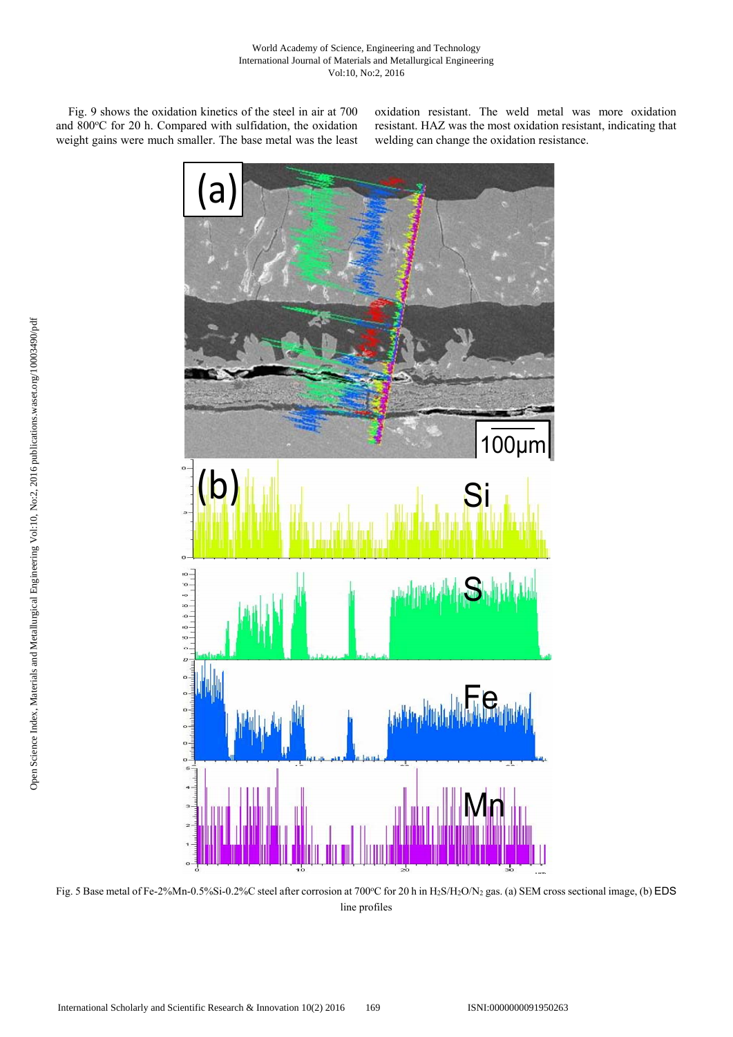Fig. 9 shows the oxidation kinetics of the steel in air at 700 and 800°C for 20 h. Compared with sulfidation, the oxidation weight gains were much smaller. The base metal was the least oxidation resistant. The weld metal was more oxidation resistant. HAZ was the most oxidation resistant, indicating that welding can change the oxidation resistance.

Fig. 5 Base metal of Fe-2%Mn-0.5%Si-0.2%C steel after corrosion at 700°C for 20 h in $H_2S/H_2O/N_2$ gas. (a) SEM cross sectional image, (b) EDS line profiles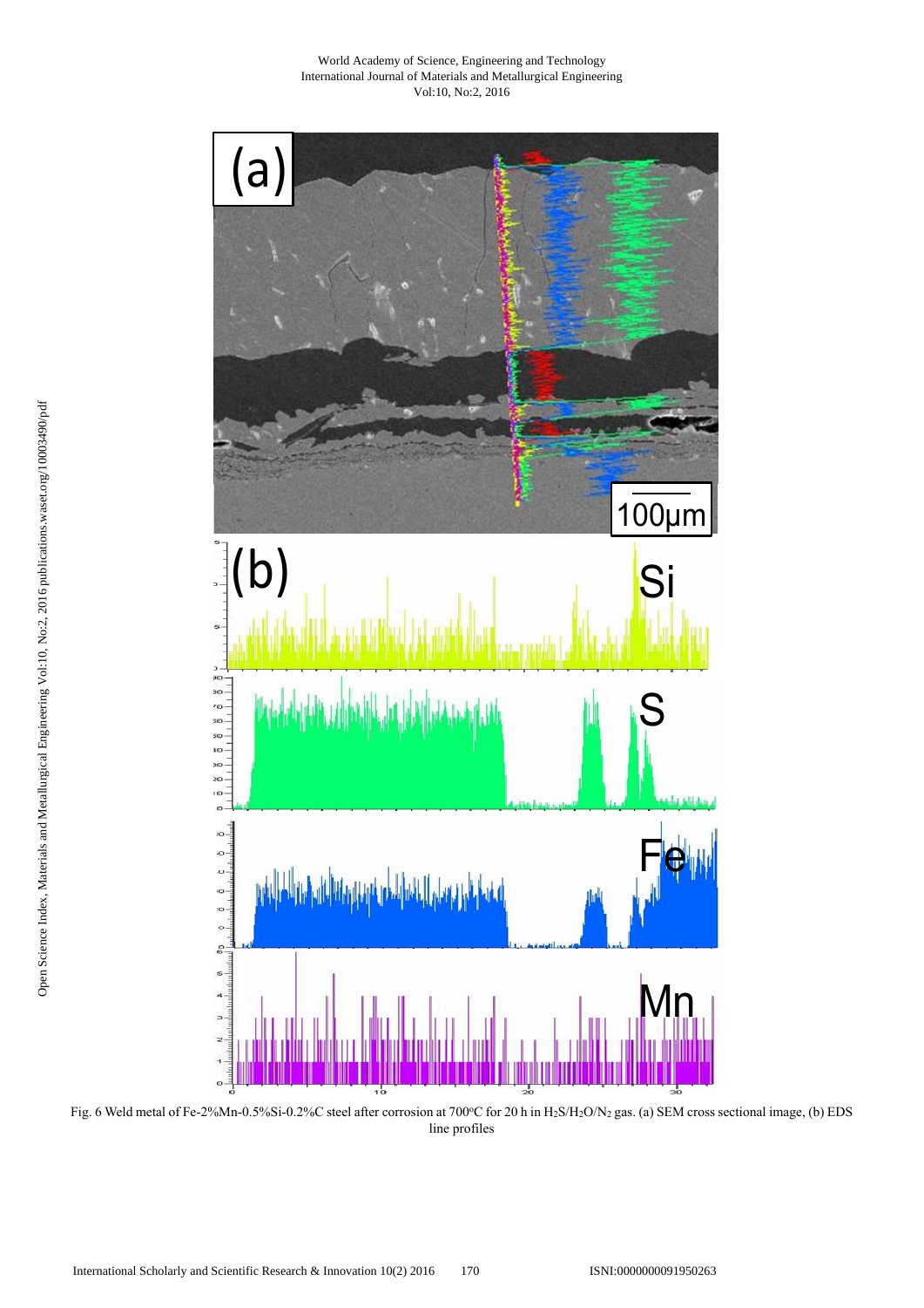Fig. 6 Weld metal of Fe-2%Mn-0.5%Si-0.2%C steel after corrosion at 700°C for 20 h in $H_2S/H_2O/N_2$ gas. (a) SEM cross sectional image, (b) EDS line profiles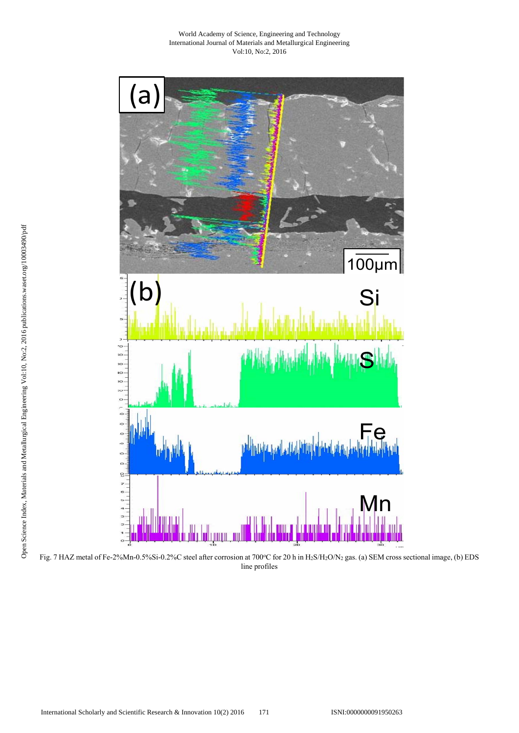Fig. 7 HAZ metal of Fe-2%Mn-0.5%Si-0.2%C steel after corrosion at 700°C for 20 h in $H_2S/H_2O/N_2$ gas. (a) SEM cross sectional image, (b) EDS line profiles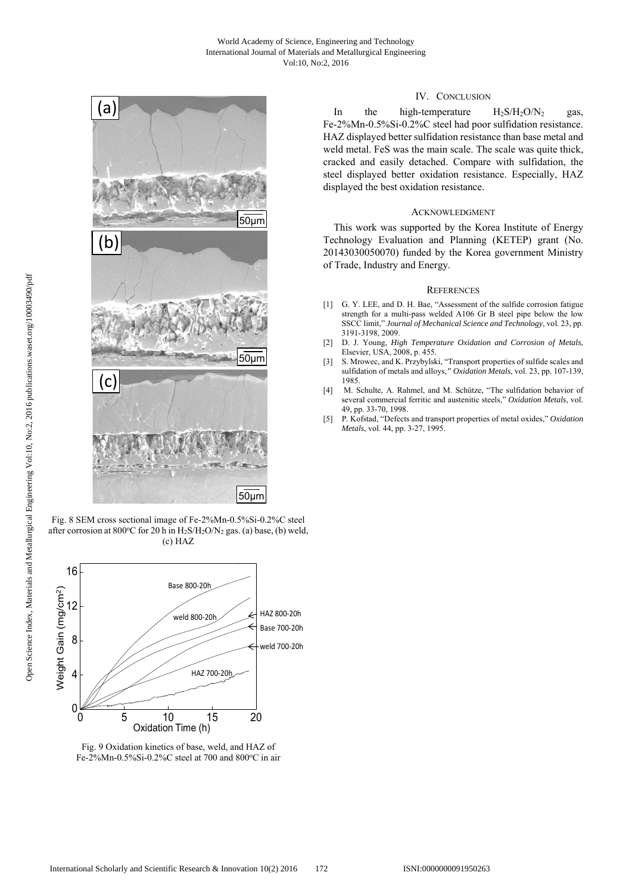(a)

50μm

(b)

50μm

(c)

50μm

Fig. 8 SEM cross sectional image of Fe-2%Mn-0.5%Si-0.2%C steel after corrosion at 800°C for 20 h in $H_2S/H_2O/N_2$ gas. (a) base, (b) weld, (c) HAZ

Weight Gain (mg/cm²)

Oxidation Time (h)

0

4

8

12

16

0

5

10

15

20

Base 800-20h

weld 800-20h

HAZ 800-20h

Base 700-20h

weld 700-20h

HAZ 700-20h

Fig. 9 Oxidation kinetics of base, weld, and HAZ of Fe-2%Mn-0.5%Si-0.2%C steel at 700 and 800°C in air

## IV. Conclusion

In the high-temperature $H_2S/H_2O/N_2$ gas, Fe-2%Mn-0.5%Si-0.2%C steel had poor sulfidation resistance. HAZ displayed better sulfidation resistance than base metal and weld metal. FeS was the main scale. The scale was quite thick, cracked and easily detached. Compare with sulfidation, the steel displayed better oxidation resistance. Especially, HAZ displayed the best oxidation resistance.

## Acknowledgment

This work was supported by the Korea Institute of Energy Technology Evaluation and Planning (KETEP) grant (No. 20143030050070) funded by the Korea government Ministry of Trade, Industry and Energy.

## References

[1] G. Y. LEE, and D. H. Bae, "Assessment of the sulfide corrosion fatigue strength for a multi-pass welded A106 Gr B steel pipe below the low SSCC limit," *Journal of Mechanical Science and Technology*, vol. 23, pp. 3191-3198, 2009.

[2] D. J. Young, *High Temperature Oxidation and Corrosion of Metals*, Elsevier, USA, 2008, p. 455.

[3] S. Mrowec, and K. Przybylski, "Transport properties of sulfide scales and sulfidation of metals and alloys," *Oxidation Metals*, vol. 23, pp. 107-139, 1985.

[4] M. Schulte, A. Rahmel, and M. Schütze, "The sulfidation behavior of several commercial ferritic and austenitic steels," *Oxidation Metals*, vol. 49, pp. 33-70, 1998.

[5] P. Kofstad, "Defects and transport properties of metal oxides," *Oxidation Metals*, vol. 44, pp. 3-27, 1995.